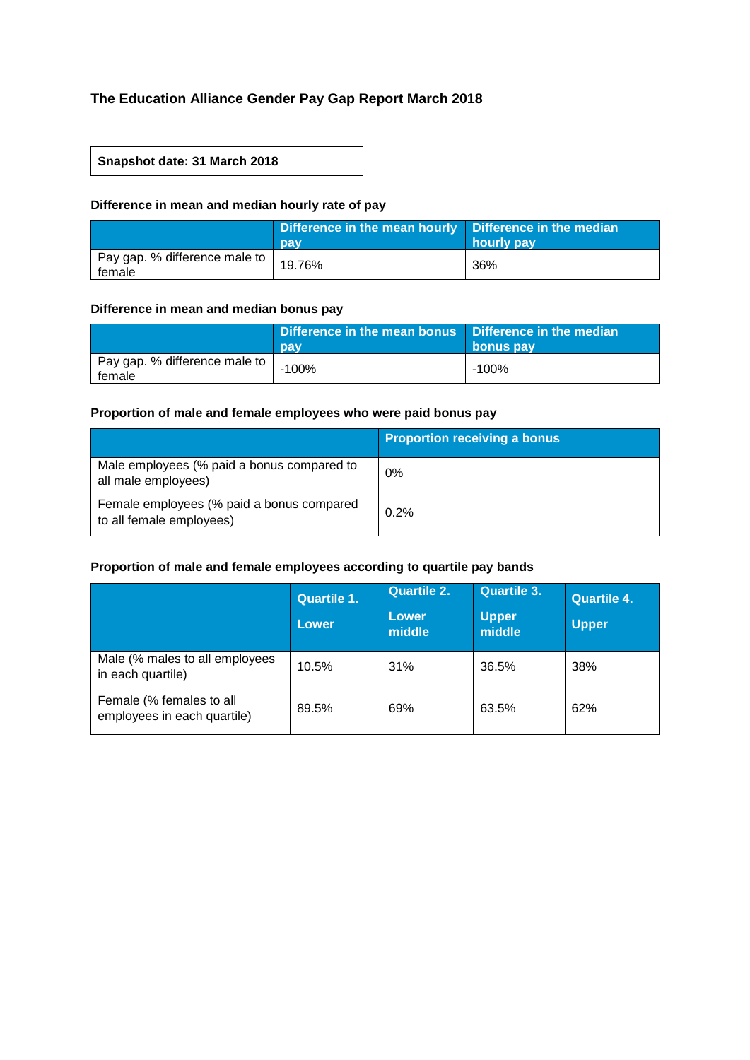# The Education Alliance Gender Pay Gap Report March 2018

**Snapshot date: 31 March 2018**

### Difference in mean and median hourly rate of pay

| | Difference in the mean hourly pay | Difference in the median hourly pay |
|---|---|---|
| Pay gap. % difference male to female | 19.76% | 36% |

### Difference in mean and median bonus pay

| | Difference in the mean bonus pay | Difference in the median bonus pay |
|---|---|---|
| Pay gap. % difference male to female | -100% | -100% |

### Proportion of male and female employees who were paid bonus pay

| | Proportion receiving a bonus |
|---|---|
| Male employees (% paid a bonus compared to all male employees) | 0% |
| Female employees (% paid a bonus compared to all female employees) | 0.2% |

### Proportion of male and female employees according to quartile pay bands

| | Quartile 1. Lower | Quartile 2. Lower middle | Quartile 3. Upper middle | Quartile 4. Upper |
|---|---|---|---|---|
| Male (% males to all employees in each quartile) | 10.5% | 31% | 36.5% | 38% |
| Female (% females to all employees in each quartile) | 89.5% | 69% | 63.5% | 62% |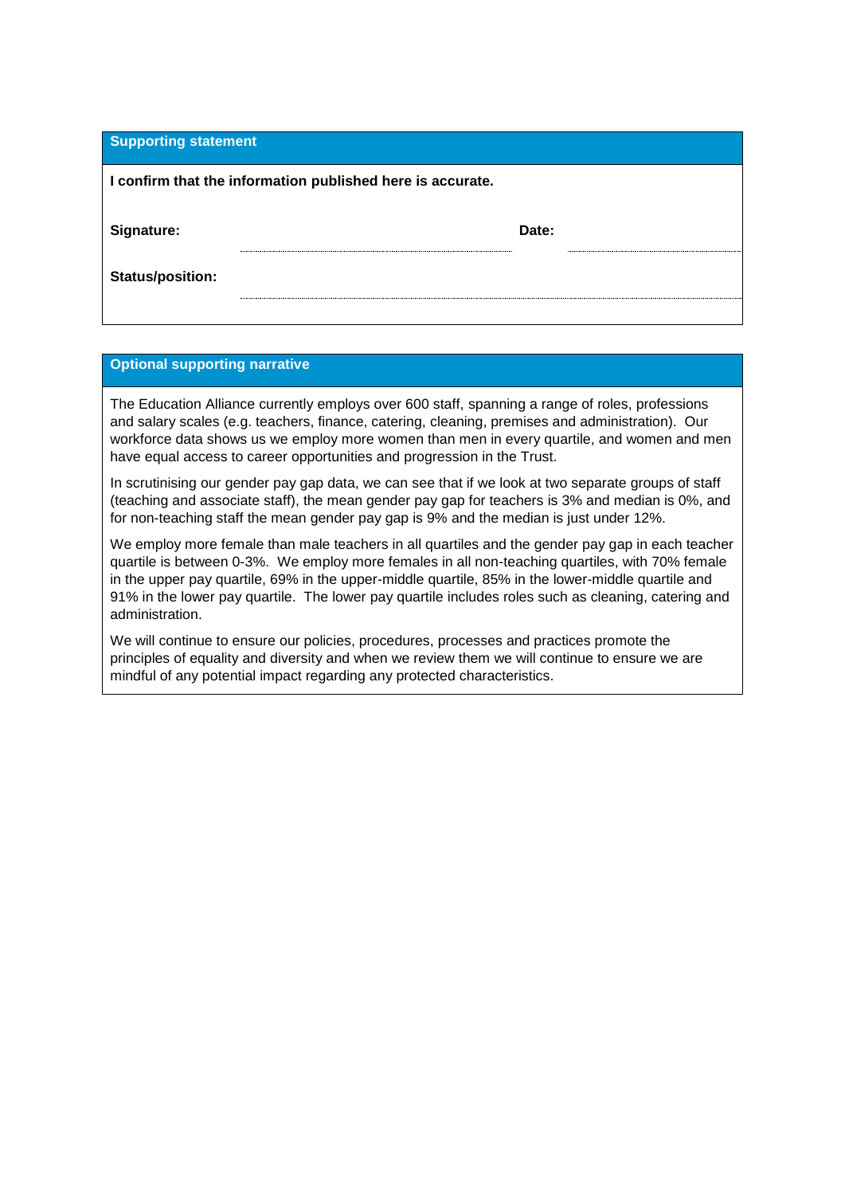## Supporting statement

**I confirm that the information published here is accurate.**

**Signature:** .............................................. **Date:** ..............................

**Status/position:** ..............................................

## Optional supporting narrative

The Education Alliance currently employs over 600 staff, spanning a range of roles, professions and salary scales (e.g. teachers, finance, catering, cleaning, premises and administration). Our workforce data shows us we employ more women than men in every quartile, and women and men have equal access to career opportunities and progression in the Trust.

In scrutinising our gender pay gap data, we can see that if we look at two separate groups of staff (teaching and associate staff), the mean gender pay gap for teachers is 3% and median is 0%, and for non-teaching staff the mean gender pay gap is 9% and the median is just under 12%.

We employ more female than male teachers in all quartiles and the gender pay gap in each teacher quartile is between 0-3%. We employ more females in all non-teaching quartiles, with 70% female in the upper pay quartile, 69% in the upper-middle quartile, 85% in the lower-middle quartile and 91% in the lower pay quartile. The lower pay quartile includes roles such as cleaning, catering and administration.

We will continue to ensure our policies, procedures, processes and practices promote the principles of equality and diversity and when we review them we will continue to ensure we are mindful of any potential impact regarding any protected characteristics.